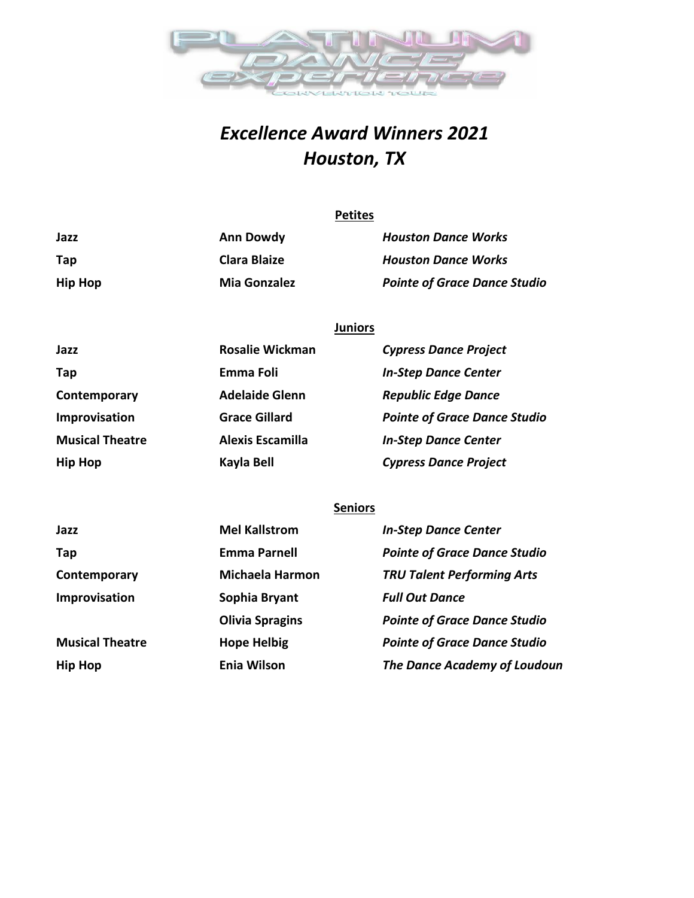PLATINUM DANCE experience

CONVENTION TOUR

# *Excellence Award Winners 2021*
# *Houston, TX*

## Petites

| | | |
|---|---|---|
| **Jazz** | **Ann Dowdy** | ***Houston Dance Works*** |
| **Tap** | **Clara Blaize** | ***Houston Dance Works*** |
| **Hip Hop** | **Mia Gonzalez** | ***Pointe of Grace Dance Studio*** |

## Juniors

| | | |
|---|---|---|
| **Jazz** | **Rosalie Wickman** | ***Cypress Dance Project*** |
| **Tap** | **Emma Foli** | ***In-Step Dance Center*** |
| **Contemporary** | **Adelaide Glenn** | ***Republic Edge Dance*** |
| **Improvisation** | **Grace Gillard** | ***Pointe of Grace Dance Studio*** |
| **Musical Theatre** | **Alexis Escamilla** | ***In-Step Dance Center*** |
| **Hip Hop** | **Kayla Bell** | ***Cypress Dance Project*** |

## Seniors

| | | |
|---|---|---|
| **Jazz** | **Mel Kallstrom** | ***In-Step Dance Center*** |
| **Tap** | **Emma Parnell** | ***Pointe of Grace Dance Studio*** |
| **Contemporary** | **Michaela Harmon** | ***TRU Talent Performing Arts*** |
| **Improvisation** | **Sophia Bryant** | ***Full Out Dance*** |
| | **Olivia Spragins** | ***Pointe of Grace Dance Studio*** |
| **Musical Theatre** | **Hope Helbig** | ***Pointe of Grace Dance Studio*** |
| **Hip Hop** | **Enia Wilson** | ***The Dance Academy of Loudoun*** |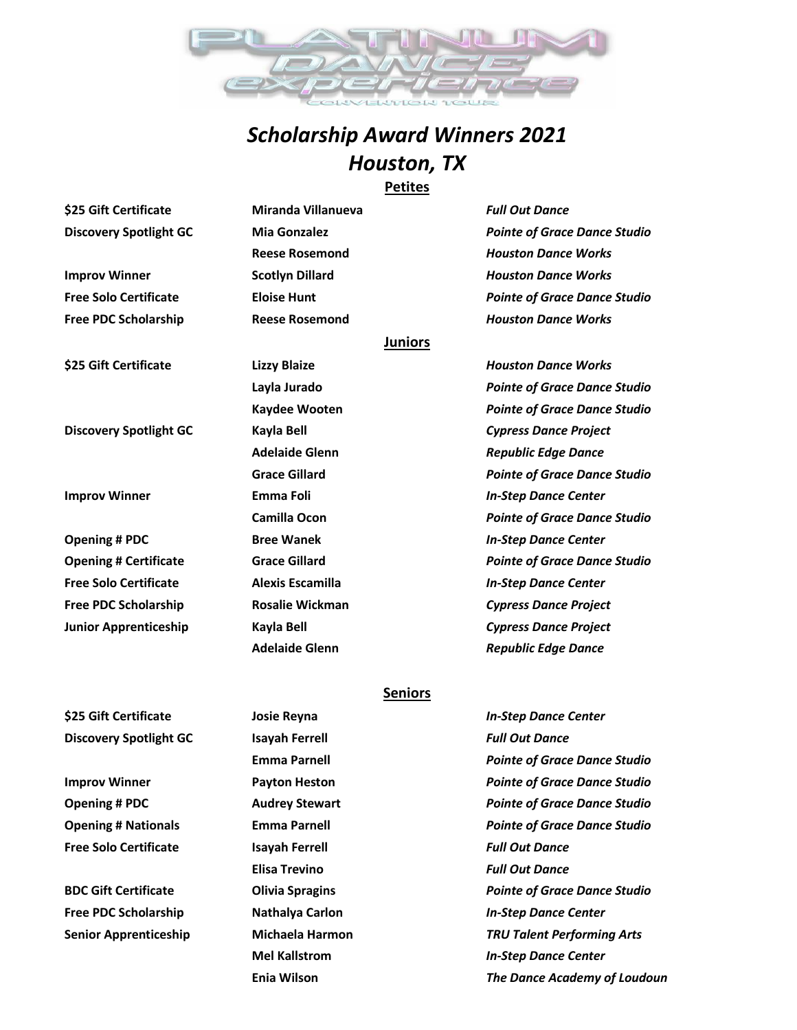# *Scholarship Award Winners 2021*
# *Houston, TX*

## Petites

| | | |
|---|---|---|
| **\$25 Gift Certificate** | **Miranda Villanueva** | ***Full Out Dance*** |
| **Discovery Spotlight GC** | **Mia Gonzalez** | ***Pointe of Grace Dance Studio*** |
| | **Reese Rosemond** | ***Houston Dance Works*** |
| **Improv Winner** | **Scotlyn Dillard** | ***Houston Dance Works*** |
| **Free Solo Certificate** | **Eloise Hunt** | ***Pointe of Grace Dance Studio*** |
| **Free PDC Scholarship** | **Reese Rosemond** | ***Houston Dance Works*** |

## Juniors

| | | |
|---|---|---|
| **\$25 Gift Certificate** | **Lizzy Blaize** | ***Houston Dance Works*** |
| | **Layla Jurado** | ***Pointe of Grace Dance Studio*** |
| | **Kaydee Wooten** | ***Pointe of Grace Dance Studio*** |
| **Discovery Spotlight GC** | **Kayla Bell** | ***Cypress Dance Project*** |
| | **Adelaide Glenn** | ***Republic Edge Dance*** |
| | **Grace Gillard** | ***Pointe of Grace Dance Studio*** |
| **Improv Winner** | **Emma Foli** | ***In-Step Dance Center*** |
| | **Camilla Ocon** | ***Pointe of Grace Dance Studio*** |
| **Opening # PDC** | **Bree Wanek** | ***In-Step Dance Center*** |
| **Opening # Certificate** | **Grace Gillard** | ***Pointe of Grace Dance Studio*** |
| **Free Solo Certificate** | **Alexis Escamilla** | ***In-Step Dance Center*** |
| **Free PDC Scholarship** | **Rosalie Wickman** | ***Cypress Dance Project*** |
| **Junior Apprenticeship** | **Kayla Bell** | ***Cypress Dance Project*** |
| | **Adelaide Glenn** | ***Republic Edge Dance*** |

## Seniors

| | | |
|---|---|---|
| **\$25 Gift Certificate** | **Josie Reyna** | ***In-Step Dance Center*** |
| **Discovery Spotlight GC** | **Isayah Ferrell** | ***Full Out Dance*** |
| | **Emma Parnell** | ***Pointe of Grace Dance Studio*** |
| **Improv Winner** | **Payton Heston** | ***Pointe of Grace Dance Studio*** |
| **Opening # PDC** | **Audrey Stewart** | ***Pointe of Grace Dance Studio*** |
| **Opening # Nationals** | **Emma Parnell** | ***Pointe of Grace Dance Studio*** |
| **Free Solo Certificate** | **Isayah Ferrell** | ***Full Out Dance*** |
| | **Elisa Trevino** | ***Full Out Dance*** |
| **BDC Gift Certificate** | **Olivia Spragins** | ***Pointe of Grace Dance Studio*** |
| **Free PDC Scholarship** | **Nathalya Carlon** | ***In-Step Dance Center*** |
| **Senior Apprenticeship** | **Michaela Harmon** | ***TRU Talent Performing Arts*** |
| | **Mel Kallstrom** | ***In-Step Dance Center*** |
| | **Enia Wilson** | ***The Dance Academy of Loudoun*** |